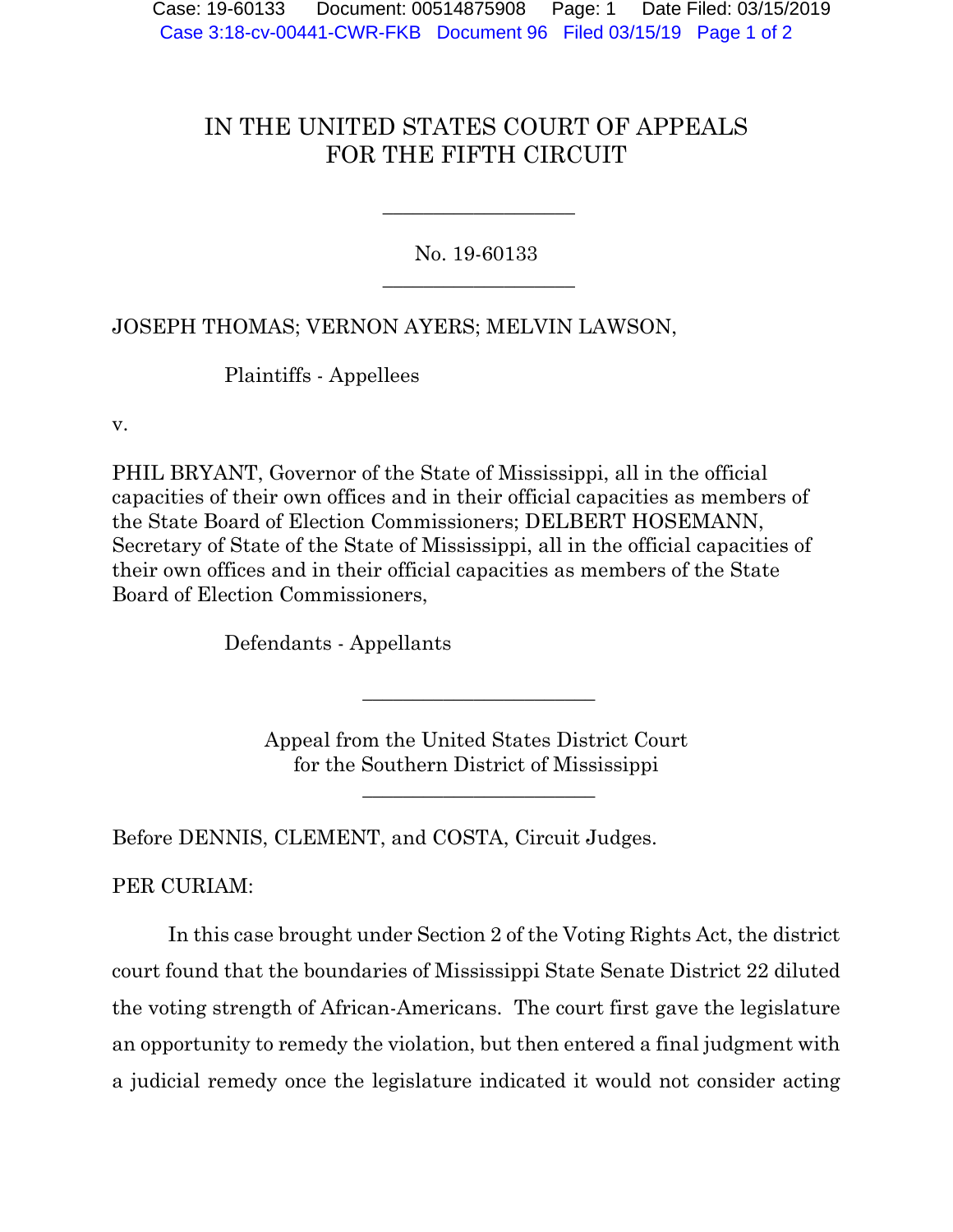# IN THE UNITED STATES COURT OF APPEALS FOR THE FIFTH CIRCUIT

---

No. 19-60133

---

JOSEPH THOMAS; VERNON AYERS; MELVIN LAWSON,

Plaintiffs - Appellees

v.

PHIL BRYANT, Governor of the State of Mississippi, all in the official capacities of their own offices and in their official capacities as members of the State Board of Election Commissioners; DELBERT HOSEMANN, Secretary of State of the State of Mississippi, all in the official capacities of their own offices and in their official capacities as members of the State Board of Election Commissioners,

Defendants - Appellants

---

Appeal from the United States District Court for the Southern District of Mississippi

---

Before DENNIS, CLEMENT, and COSTA, Circuit Judges.

PER CURIAM:

In this case brought under Section 2 of the Voting Rights Act, the district court found that the boundaries of Mississippi State Senate District 22 diluted the voting strength of African-Americans. The court first gave the legislature an opportunity to remedy the violation, but then entered a final judgment with a judicial remedy once the legislature indicated it would not consider acting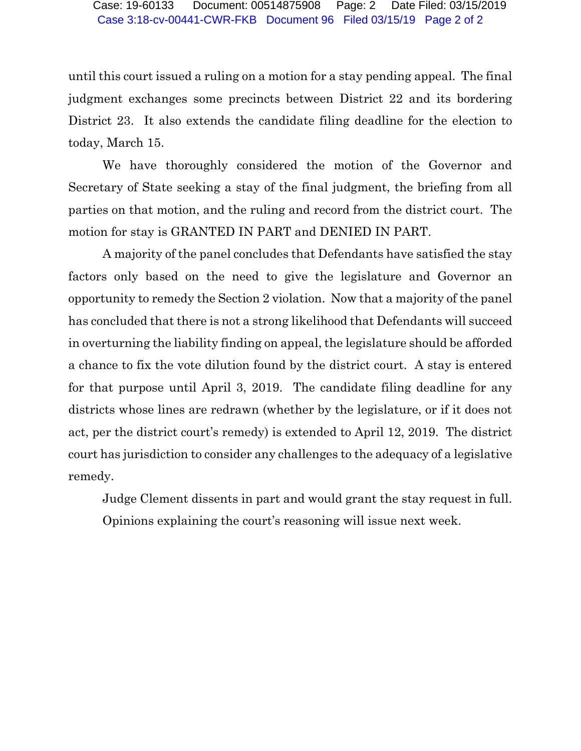until this court issued a ruling on a motion for a stay pending appeal. The final judgment exchanges some precincts between District 22 and its bordering District 23. It also extends the candidate filing deadline for the election to today, March 15.

We have thoroughly considered the motion of the Governor and Secretary of State seeking a stay of the final judgment, the briefing from all parties on that motion, and the ruling and record from the district court. The motion for stay is GRANTED IN PART and DENIED IN PART.

A majority of the panel concludes that Defendants have satisfied the stay factors only based on the need to give the legislature and Governor an opportunity to remedy the Section 2 violation. Now that a majority of the panel has concluded that there is not a strong likelihood that Defendants will succeed in overturning the liability finding on appeal, the legislature should be afforded a chance to fix the vote dilution found by the district court. A stay is entered for that purpose until April 3, 2019. The candidate filing deadline for any districts whose lines are redrawn (whether by the legislature, or if it does not act, per the district court's remedy) is extended to April 12, 2019. The district court has jurisdiction to consider any challenges to the adequacy of a legislative remedy.

Judge Clement dissents in part and would grant the stay request in full.

Opinions explaining the court's reasoning will issue next week.